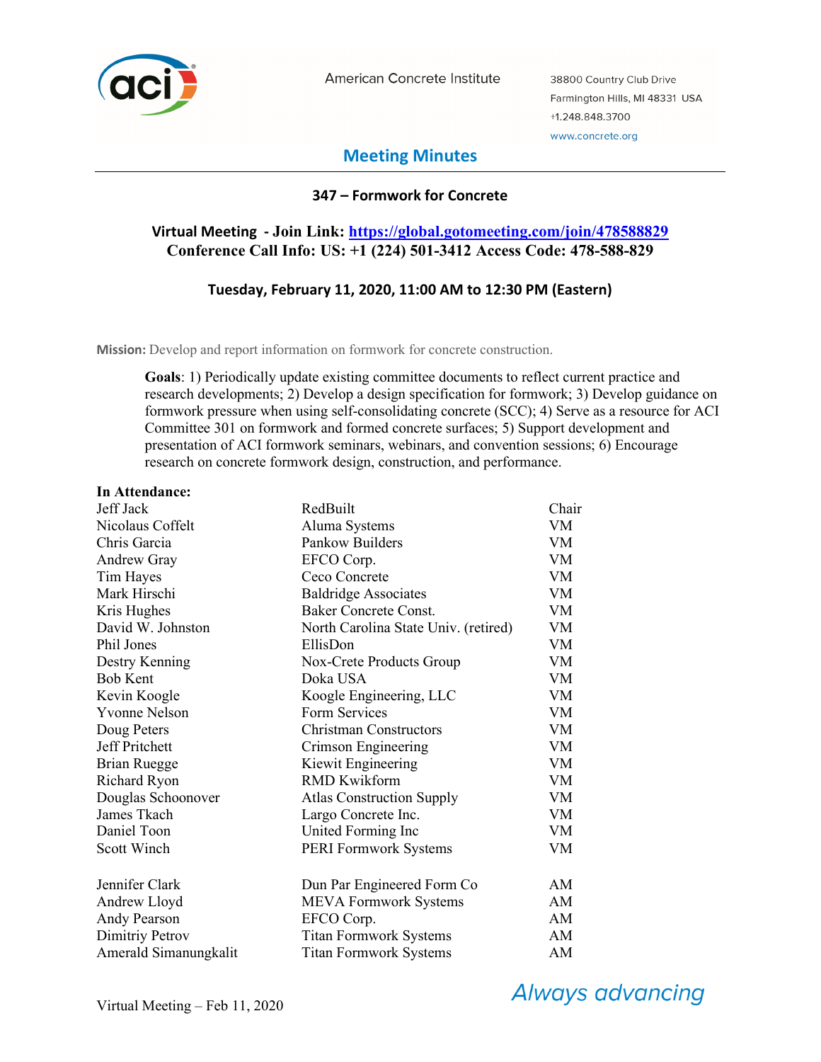American Concrete Institute

38800 Country Club Drive
Farmington Hills, MI 48331 USA
+1.248.848.3700
www.concrete.org

# Meeting Minutes

## 347 – Formwork for Concrete

**Virtual Meeting - Join Link: [https://global.gotomeeting.com/join/478588829](https://global.gotomeeting.com/join/478588829)**
**Conference Call Info: US: +1 (224) 501-3412 Access Code: 478-588-829**

**Tuesday, February 11, 2020, 11:00 AM to 12:30 PM (Eastern)**

**Mission:** Develop and report information on formwork for concrete construction.

**Goals**: 1) Periodically update existing committee documents to reflect current practice and research developments; 2) Develop a design specification for formwork; 3) Develop guidance on formwork pressure when using self-consolidating concrete (SCC); 4) Serve as a resource for ACI Committee 301 on formwork and formed concrete surfaces; 5) Support development and presentation of ACI formwork seminars, webinars, and convention sessions; 6) Encourage research on concrete formwork design, construction, and performance.

**In Attendance:**

| Name | Company | Role |
|---|---|---|
| Jeff Jack | RedBuilt | Chair |
| Nicolaus Coffelt | Aluma Systems | VM |
| Chris Garcia | Pankow Builders | VM |
| Andrew Gray | EFCO Corp. | VM |
| Tim Hayes | Ceco Concrete | VM |
| Mark Hirschi | Baldridge Associates | VM |
| Kris Hughes | Baker Concrete Const. | VM |
| David W. Johnston | North Carolina State Univ. (retired) | VM |
| Phil Jones | EllisDon | VM |
| Destry Kenning | Nox-Crete Products Group | VM |
| Bob Kent | Doka USA | VM |
| Kevin Koogle | Koogle Engineering, LLC | VM |
| Yvonne Nelson | Form Services | VM |
| Doug Peters | Christman Constructors | VM |
| Jeff Pritchett | Crimson Engineering | VM |
| Brian Ruegge | Kiewit Engineering | VM |
| Richard Ryon | RMD Kwikform | VM |
| Douglas Schoonover | Atlas Construction Supply | VM |
| James Tkach | Largo Concrete Inc. | VM |
| Daniel Toon | United Forming Inc | VM |
| Scott Winch | PERI Formwork Systems | VM |
| | | |
| Jennifer Clark | Dun Par Engineered Form Co | AM |
| Andrew Lloyd | MEVA Formwork Systems | AM |
| Andy Pearson | EFCO Corp. | AM |
| Dimitriy Petrov | Titan Formwork Systems | AM |
| Amerald Simanungkalit | Titan Formwork Systems | AM |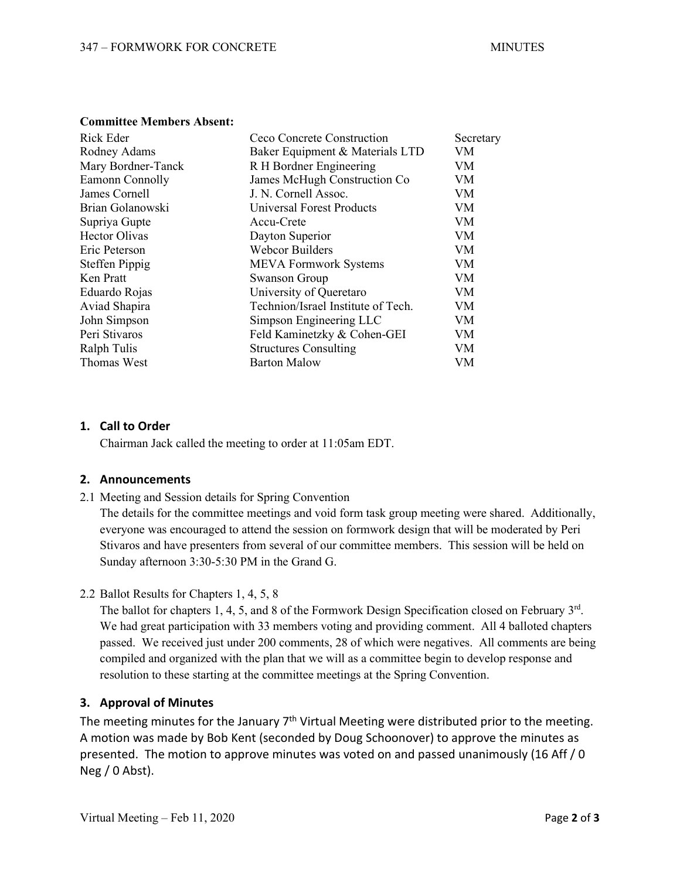**Committee Members Absent:**

| | | |
|---|---|---|
| Rick Eder | Ceco Concrete Construction | Secretary |
| Rodney Adams | Baker Equipment & Materials LTD | VM |
| Mary Bordner-Tanck | R H Bordner Engineering | VM |
| Eamonn Connolly | James McHugh Construction Co | VM |
| James Cornell | J. N. Cornell Assoc. | VM |
| Brian Golanowski | Universal Forest Products | VM |
| Supriya Gupte | Accu-Crete | VM |
| Hector Olivas | Dayton Superior | VM |
| Eric Peterson | Webcor Builders | VM |
| Steffen Pippig | MEVA Formwork Systems | VM |
| Ken Pratt | Swanson Group | VM |
| Eduardo Rojas | University of Queretaro | VM |
| Aviad Shapira | Technion/Israel Institute of Tech. | VM |
| John Simpson | Simpson Engineering LLC | VM |
| Peri Stivaros | Feld Kaminetzky & Cohen-GEI | VM |
| Ralph Tulis | Structures Consulting | VM |
| Thomas West | Barton Malow | VM |

## 1. Call to Order

Chairman Jack called the meeting to order at 11:05am EDT.

## 2. Announcements

2.1 Meeting and Session details for Spring Convention

The details for the committee meetings and void form task group meeting were shared. Additionally, everyone was encouraged to attend the session on formwork design that will be moderated by Peri Stivaros and have presenters from several of our committee members. This session will be held on Sunday afternoon 3:30-5:30 PM in the Grand G.

2.2 Ballot Results for Chapters 1, 4, 5, 8

The ballot for chapters 1, 4, 5, and 8 of the Formwork Design Specification closed on February 3rd. We had great participation with 33 members voting and providing comment. All 4 balloted chapters passed. We received just under 200 comments, 28 of which were negatives. All comments are being compiled and organized with the plan that we will as a committee begin to develop response and resolution to these starting at the committee meetings at the Spring Convention.

## 3. Approval of Minutes

The meeting minutes for the January 7th Virtual Meeting were distributed prior to the meeting. A motion was made by Bob Kent (seconded by Doug Schoonover) to approve the minutes as presented. The motion to approve minutes was voted on and passed unanimously (16 Aff / 0 Neg / 0 Abst).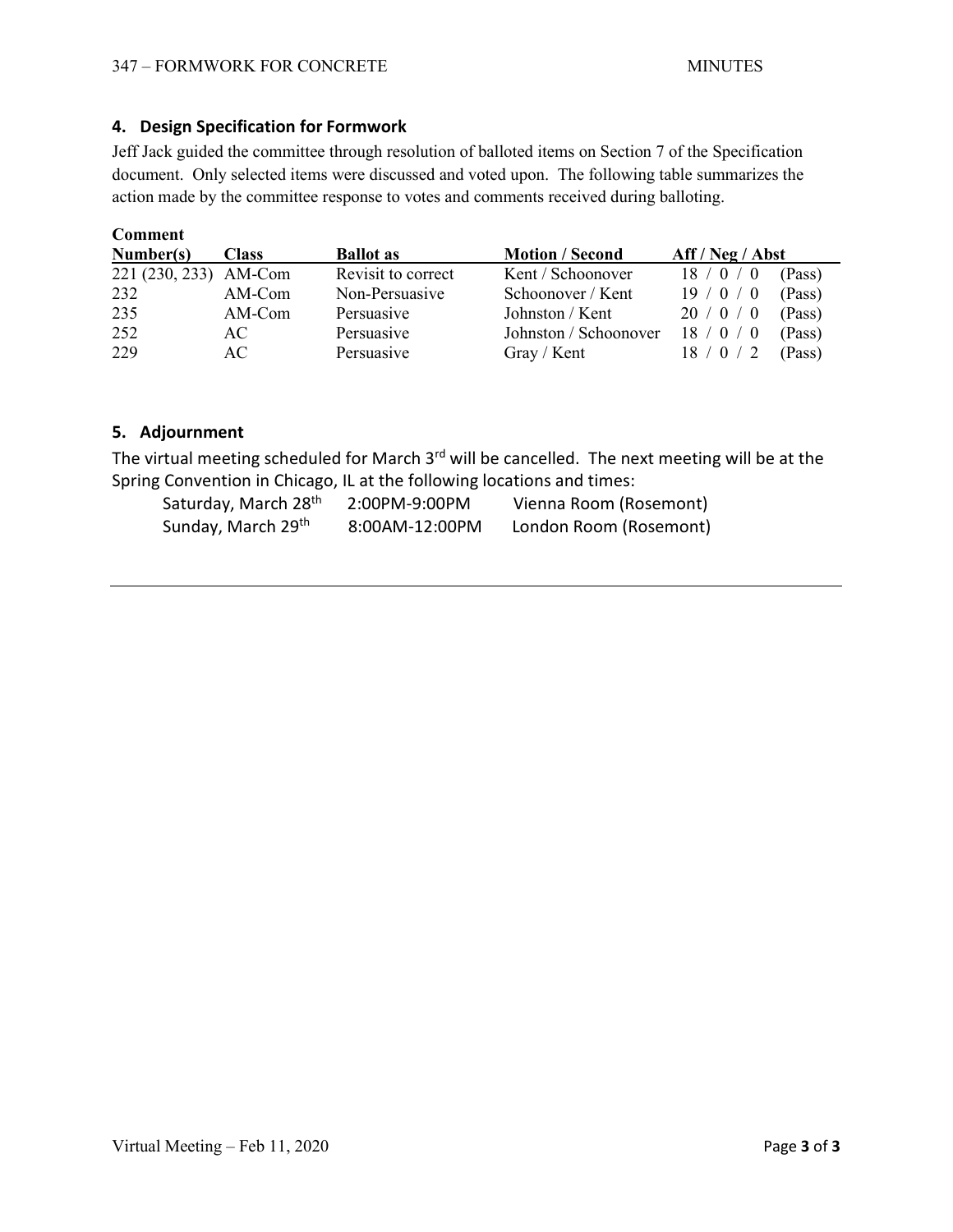## 4. Design Specification for Formwork

Jeff Jack guided the committee through resolution of balloted items on Section 7 of the Specification document. Only selected items were discussed and voted upon. The following table summarizes the action made by the committee response to votes and comments received during balloting.

| Comment Number(s) | Class | Ballot as | Motion / Second | Aff / Neg / Abst |
|---|---|---|---|---|
| 221 (230, 233) | AM-Com | Revisit to correct | Kent / Schoonover | 18 / 0 / 0 (Pass) |
| 232 | AM-Com | Non-Persuasive | Schoonover / Kent | 19 / 0 / 0 (Pass) |
| 235 | AM-Com | Persuasive | Johnston / Kent | 20 / 0 / 0 (Pass) |
| 252 | AC | Persuasive | Johnston / Schoonover | 18 / 0 / 0 (Pass) |
| 229 | AC | Persuasive | Gray / Kent | 18 / 0 / 2 (Pass) |

## 5. Adjournment

The virtual meeting scheduled for March 3rd will be cancelled. The next meeting will be at the Spring Convention in Chicago, IL at the following locations and times:

| | | |
|---|---|---|
| Saturday, March 28th | 2:00PM-9:00PM | Vienna Room (Rosemont) |
| Sunday, March 29th | 8:00AM-12:00PM | London Room (Rosemont) |